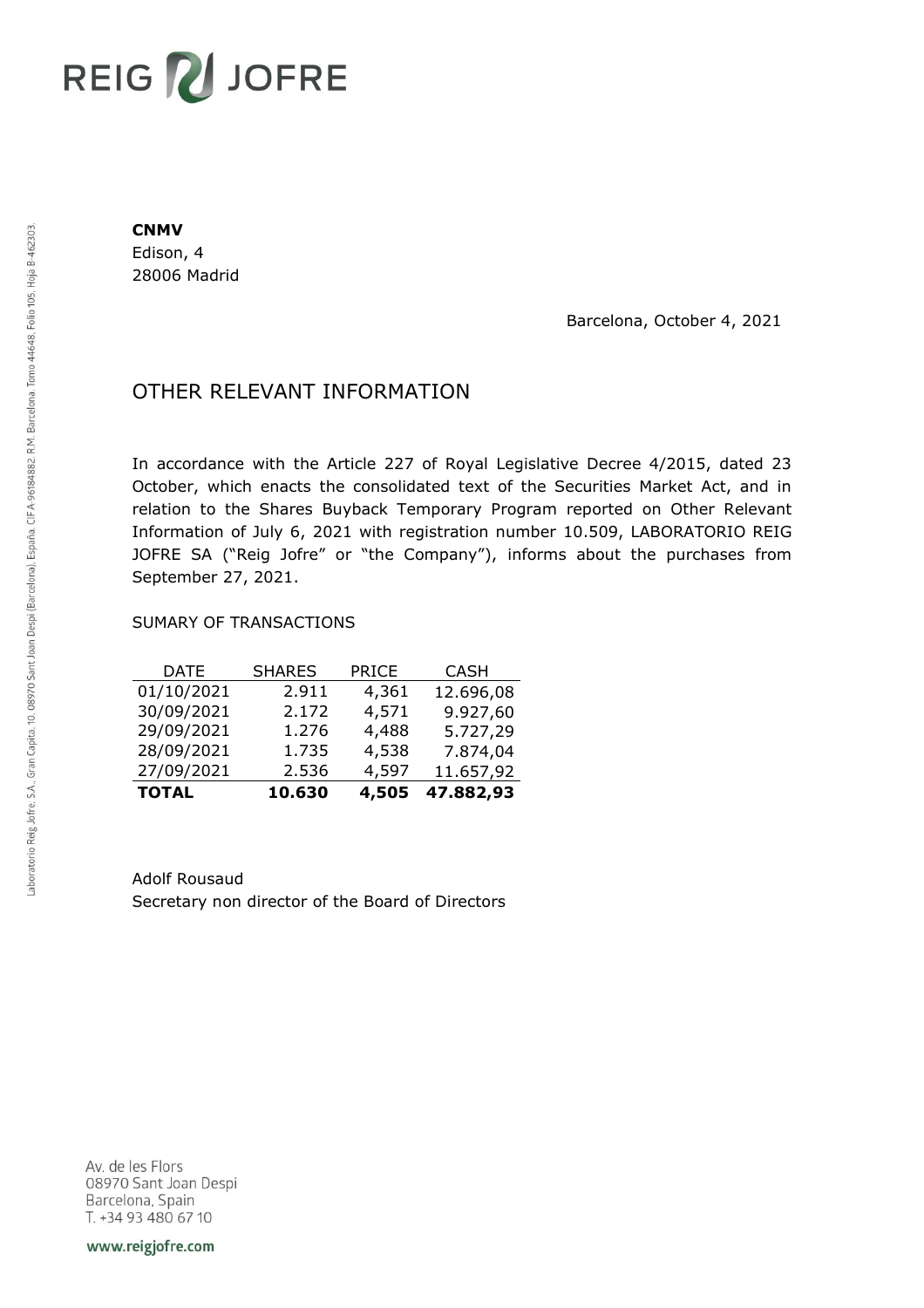**CNMV**
Edison, 4
28006 Madrid

Barcelona, October 4, 2021

## OTHER RELEVANT INFORMATION

In accordance with the Article 227 of Royal Legislative Decree 4/2015, dated 23 October, which enacts the consolidated text of the Securities Market Act, and in relation to the Shares Buyback Temporary Program reported on Other Relevant Information of July 6, 2021 with registration number 10.509, LABORATORIO REIG JOFRE SA ("Reig Jofre" or "the Company"), informs about the purchases from September 27, 2021.

SUMARY OF TRANSACTIONS

| DATE | SHARES | PRICE | CASH |
|---|---|---|---|
| 01/10/2021 | 2.911 | 4,361 | 12.696,08 |
| 30/09/2021 | 2.172 | 4,571 | 9.927,60 |
| 29/09/2021 | 1.276 | 4,488 | 5.727,29 |
| 28/09/2021 | 1.735 | 4,538 | 7.874,04 |
| 27/09/2021 | 2.536 | 4,597 | 11.657,92 |
| **TOTAL** | **10.630** | **4,505** | **47.882,93** |

Adolf Rousaud
Secretary non director of the Board of Directors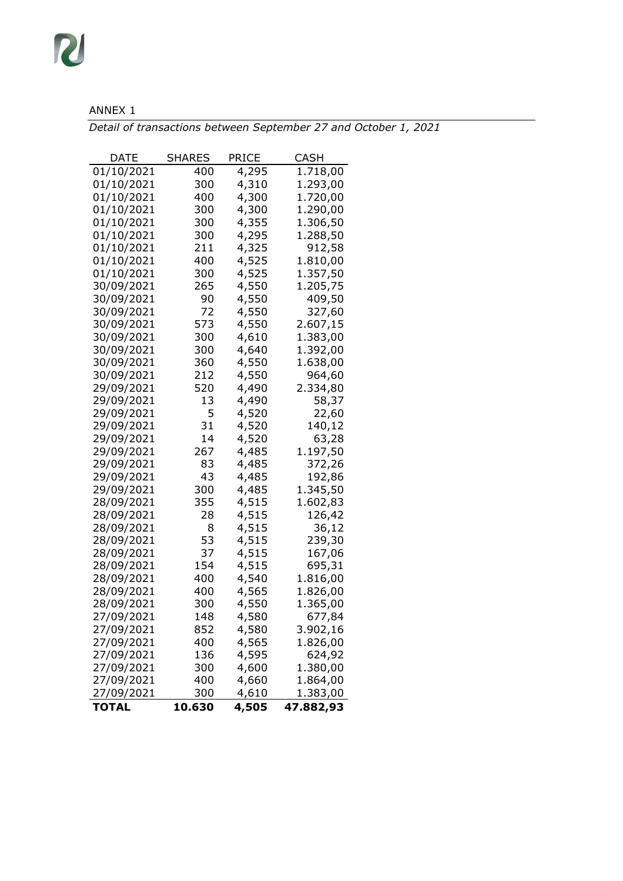ANNEX 1

*Detail of transactions between September 27 and October 1, 2021*

| DATE | SHARES | PRICE | CASH |
|---|---|---|---|
| 01/10/2021 | 400 | 4,295 | 1.718,00 |
| 01/10/2021 | 300 | 4,310 | 1.293,00 |
| 01/10/2021 | 400 | 4,300 | 1.720,00 |
| 01/10/2021 | 300 | 4,300 | 1.290,00 |
| 01/10/2021 | 300 | 4,355 | 1.306,50 |
| 01/10/2021 | 300 | 4,295 | 1.288,50 |
| 01/10/2021 | 211 | 4,325 | 912,58 |
| 01/10/2021 | 400 | 4,525 | 1.810,00 |
| 01/10/2021 | 300 | 4,525 | 1.357,50 |
| 30/09/2021 | 265 | 4,550 | 1.205,75 |
| 30/09/2021 | 90 | 4,550 | 409,50 |
| 30/09/2021 | 72 | 4,550 | 327,60 |
| 30/09/2021 | 573 | 4,550 | 2.607,15 |
| 30/09/2021 | 300 | 4,610 | 1.383,00 |
| 30/09/2021 | 300 | 4,640 | 1.392,00 |
| 30/09/2021 | 360 | 4,550 | 1.638,00 |
| 30/09/2021 | 212 | 4,550 | 964,60 |
| 29/09/2021 | 520 | 4,490 | 2.334,80 |
| 29/09/2021 | 13 | 4,490 | 58,37 |
| 29/09/2021 | 5 | 4,520 | 22,60 |
| 29/09/2021 | 31 | 4,520 | 140,12 |
| 29/09/2021 | 14 | 4,520 | 63,28 |
| 29/09/2021 | 267 | 4,485 | 1.197,50 |
| 29/09/2021 | 83 | 4,485 | 372,26 |
| 29/09/2021 | 43 | 4,485 | 192,86 |
| 29/09/2021 | 300 | 4,485 | 1.345,50 |
| 28/09/2021 | 355 | 4,515 | 1.602,83 |
| 28/09/2021 | 28 | 4,515 | 126,42 |
| 28/09/2021 | 8 | 4,515 | 36,12 |
| 28/09/2021 | 53 | 4,515 | 239,30 |
| 28/09/2021 | 37 | 4,515 | 167,06 |
| 28/09/2021 | 154 | 4,515 | 695,31 |
| 28/09/2021 | 400 | 4,540 | 1.816,00 |
| 28/09/2021 | 400 | 4,565 | 1.826,00 |
| 28/09/2021 | 300 | 4,550 | 1.365,00 |
| 27/09/2021 | 148 | 4,580 | 677,84 |
| 27/09/2021 | 852 | 4,580 | 3.902,16 |
| 27/09/2021 | 400 | 4,565 | 1.826,00 |
| 27/09/2021 | 136 | 4,595 | 624,92 |
| 27/09/2021 | 300 | 4,600 | 1.380,00 |
| 27/09/2021 | 400 | 4,660 | 1.864,00 |
| 27/09/2021 | 300 | 4,610 | 1.383,00 |
| **TOTAL** | **10.630** | **4,505** | **47.882,93** |